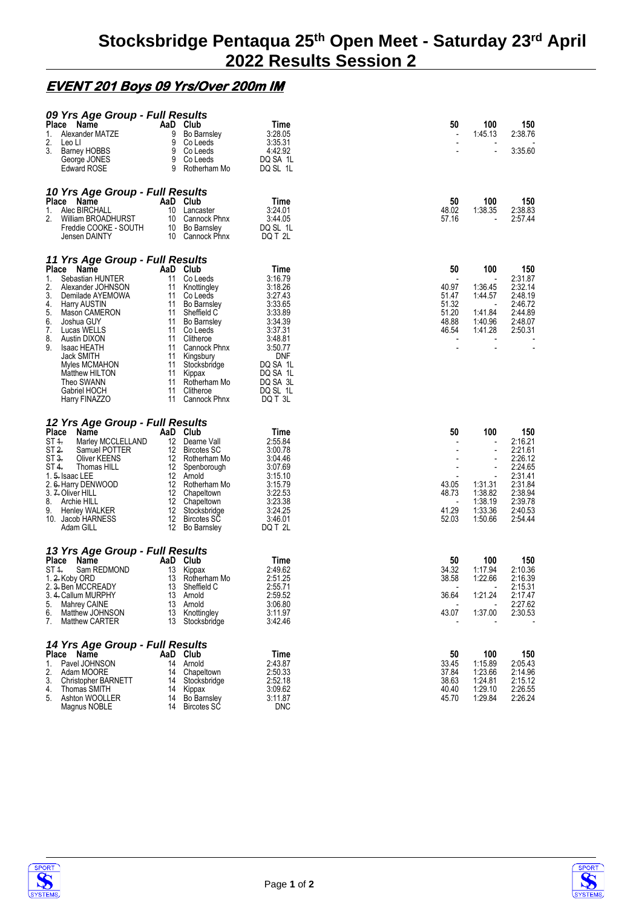# Stocksbridge Pentaqua 25th Open Meet - Saturday 23rd April 2022 Results Session 2

## EVENT 201 Boys 09 Yrs/Over 200m IM

### 09 Yrs Age Group - Full Results

| Place | Name | AaD | Club | Time | 50 | 100 | 150 |
|---|---|---|---|---|---|---|---|
| 1. | Alexander MATZE | 9 | Bo Barnsley | 3:28.05 | - | 1:45.13 | 2:38.76 |
| 2. | Leo LI | 9 | Co Leeds | 3:35.31 | - | - | - |
| 3. | Barney HOBBS | 9 | Co Leeds | 4:42.92 | - | - | 3:35.60 |
| | George JONES | 9 | Co Leeds | DQ SA 1L | | | |
| | Edward ROSE | 9 | Rotherham Mo | DQ SL 1L | | | |

### 10 Yrs Age Group - Full Results

| Place | Name | AaD | Club | Time | 50 | 100 | 150 |
|---|---|---|---|---|---|---|---|
| 1. | Alec BIRCHALL | 10 | Lancaster | 3:24.01 | 48.02 | 1:38.35 | 2:38.83 |
| 2. | William BROADHURST | 10 | Cannock Phnx | 3:44.05 | 57.16 | - | 2:57.44 |
| | Freddie COOKE - SOUTH | 10 | Bo Barnsley | DQ SL 1L | | | |
| | Jensen DAINTY | 10 | Cannock Phnx | DQ T 2L | | | |

### 11 Yrs Age Group - Full Results

| Place | Name | AaD | Club | Time | 50 | 100 | 150 |
|---|---|---|---|---|---|---|---|
| 1. | Sebastian HUNTER | 11 | Co Leeds | 3:16.79 | - | - | 2:31.87 |
| 2. | Alexander JOHNSON | 11 | Knottingley | 3:18.26 | 40.97 | 1:36.45 | 2:32.14 |
| 3. | Demilade AYEMOWA | 11 | Co Leeds | 3:27.43 | 51.47 | 1:44.57 | 2:48.19 |
| 4. | Harry AUSTIN | 11 | Bo Barnsley | 3:33.65 | 51.32 | - | 2:46.72 |
| 5. | Mason CAMERON | 11 | Sheffield C | 3:33.89 | 51.20 | 1:41.84 | 2:44.89 |
| 6. | Joshua GUY | 11 | Bo Barnsley | 3:34.39 | 48.88 | 1:40.96 | 2:48.07 |
| 7. | Lucas WELLS | 11 | Co Leeds | 3:37.31 | 46.54 | 1:41.28 | 2:50.31 |
| 8. | Austin DIXON | 11 | Clitheroe | 3:48.81 | - | - | - |
| 9. | Isaac HEATH | 11 | Cannock Phnx | 3:50.77 | - | - | - |
| | Jack SMITH | 11 | Kingsbury | DNF | | | |
| | Myles MCMAHON | 11 | Stocksbridge | DQ SA 1L | | | |
| | Matthew HILTON | 11 | Kippax | DQ SA 1L | | | |
| | Theo SWANN | 11 | Rotherham Mo | DQ SA 3L | | | |
| | Gabriel HOCH | 11 | Clitheroe | DQ SL 1L | | | |
| | Harry FINAZZO | 11 | Cannock Phnx | DQ T 3L | | | |

### 12 Yrs Age Group - Full Results

| Place | Name | AaD | Club | Time | 50 | 100 | 150 |
|---|---|---|---|---|---|---|---|
| ST ~~1.~~ | Marley MCCLELLAND | 12 | Dearne Vall | 2:55.84 | - | - | 2:16.21 |
| ST ~~2.~~ | Samuel POTTER | 12 | Bircotes SC | 3:00.78 | - | - | 2:21.61 |
| ST ~~3.~~ | Oliver KEENS | 12 | Rotherham Mo | 3:04.46 | - | - | 2:26.12 |
| ST ~~4.~~ | Thomas HILL | 12 | Spenborough | 3:07.69 | - | - | 2:24.65 |
| 1. ~~5.~~ | Isaac LEE | 12 | Arnold | 3:15.10 | - | - | 2:31.41 |
| 2. ~~6.~~ | Harry DENWOOD | 12 | Rotherham Mo | 3:15.79 | 43.05 | 1:31.31 | 2:31.84 |
| 3. ~~7.~~ | Oliver HILL | 12 | Chapeltown | 3:22.53 | 48.73 | 1:38.82 | 2:38.94 |
| 8. | Archie HILL | 12 | Chapeltown | 3:23.38 | - | 1:38.19 | 2:39.78 |
| 9. | Henley WALKER | 12 | Stocksbridge | 3:24.25 | 41.29 | 1:33.36 | 2:40.53 |
| 10. | Jacob HARNESS | 12 | Bircotes SC | 3:46.01 | 52.03 | 1:50.66 | 2:54.44 |
| | Adam GILL | 12 | Bo Barnsley | DQ T 2L | | | |

### 13 Yrs Age Group - Full Results

| Place | Name | AaD | Club | Time | 50 | 100 | 150 |
|---|---|---|---|---|---|---|---|
| ST ~~1.~~ | Sam REDMOND | 13 | Kippax | 2:49.62 | 34.32 | 1:17.94 | 2:10.36 |
| 1. ~~2.~~ | Koby ORD | 13 | Rotherham Mo | 2:51.25 | 38.58 | 1:22.66 | 2:16.39 |
| 2. ~~3.~~ | Ben MCCREADY | 13 | Sheffield C | 2:55.71 | - | - | 2:15.31 |
| 3. ~~4.~~ | Callum MURPHY | 13 | Arnold | 2:59.52 | 36.64 | 1:21.24 | 2:17.47 |
| 5. | Mahrey CAINE | 13 | Arnold | 3:06.80 | - | - | 2:27.62 |
| 6. | Matthew JOHNSON | 13 | Knottingley | 3:11.97 | 43.07 | 1:37.00 | 2:30.53 |
| 7. | Matthew CARTER | 13 | Stocksbridge | 3:42.46 | - | - | - |

### 14 Yrs Age Group - Full Results

| Place | Name | AaD | Club | Time | 50 | 100 | 150 |
|---|---|---|---|---|---|---|---|
| 1. | Pavel JOHNSON | 14 | Arnold | 2:43.87 | 33.45 | 1:15.89 | 2:05.43 |
| 2. | Adam MOORE | 14 | Chapeltown | 2:50.33 | 37.84 | 1:23.66 | 2:14.96 |
| 3. | Christopher BARNETT | 14 | Stocksbridge | 2:52.18 | 38.63 | 1:24.81 | 2:15.12 |
| 4. | Thomas SMITH | 14 | Kippax | 3:09.62 | 40.40 | 1:29.10 | 2:26.55 |
| 5. | Ashton WOOLLER | 14 | Bo Barnsley | 3:11.87 | 45.70 | 1:29.84 | 2:26.24 |
| | Magnus NOBLE | 14 | Bircotes SC | DNC | | | |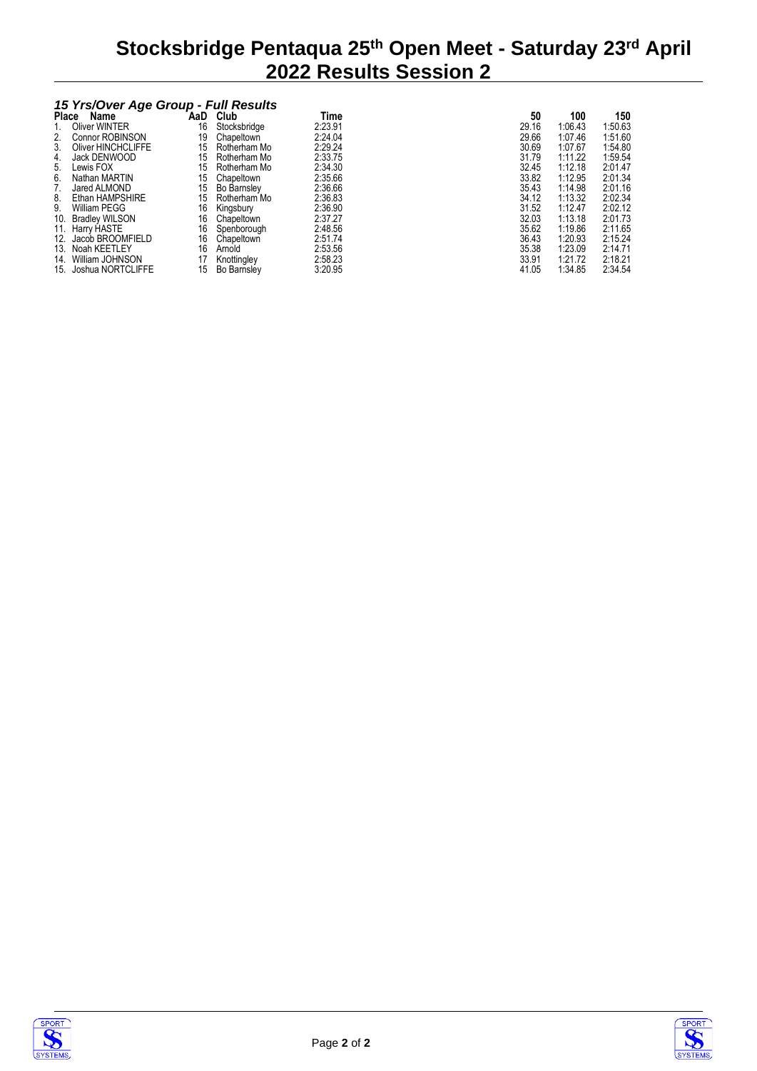# Stocksbridge Pentaqua 25th Open Meet - Saturday 23rd April 2022 Results Session 2

### *15 Yrs/Over Age Group - Full Results*

| Place | Name | AaD | Club | Time | 50 | 100 | 150 |
|---|---|---|---|---|---|---|---|
| 1. | Oliver WINTER | 16 | Stocksbridge | 2:23.91 | 29.16 | 1:06.43 | 1:50.63 |
| 2. | Connor ROBINSON | 19 | Chapeltown | 2:24.04 | 29.66 | 1:07.46 | 1:51.60 |
| 3. | Oliver HINCHCLIFFE | 15 | Rotherham Mo | 2:29.24 | 30.69 | 1:07.67 | 1:54.80 |
| 4. | Jack DENWOOD | 15 | Rotherham Mo | 2:33.75 | 31.79 | 1:11.22 | 1:59.54 |
| 5. | Lewis FOX | 15 | Rotherham Mo | 2:34.30 | 32.45 | 1:12.18 | 2:01.47 |
| 6. | Nathan MARTIN | 15 | Chapeltown | 2:35.66 | 33.82 | 1:12.95 | 2:01.34 |
| 7. | Jared ALMOND | 15 | Bo Barnsley | 2:36.66 | 35.43 | 1:14.98 | 2:01.16 |
| 8. | Ethan HAMPSHIRE | 15 | Rotherham Mo | 2:36.83 | 34.12 | 1:13.32 | 2:02.34 |
| 9. | William PEGG | 16 | Kingsbury | 2:36.90 | 31.52 | 1:12.47 | 2:02.12 |
| 10. | Bradley WILSON | 16 | Chapeltown | 2:37.27 | 32.03 | 1:13.18 | 2:01.73 |
| 11. | Harry HASTE | 16 | Spenborough | 2:48.56 | 35.62 | 1:19.86 | 2:11.65 |
| 12. | Jacob BROOMFIELD | 16 | Chapeltown | 2:51.74 | 36.43 | 1:20.93 | 2:15.24 |
| 13. | Noah KEETLEY | 16 | Arnold | 2:53.56 | 35.38 | 1:23.09 | 2:14.71 |
| 14. | William JOHNSON | 17 | Knottingley | 2:58.23 | 33.91 | 1:21.72 | 2:18.21 |
| 15. | Joshua NORTCLIFFE | 15 | Bo Barnsley | 3:20.95 | 41.05 | 1:34.85 | 2:34.54 |